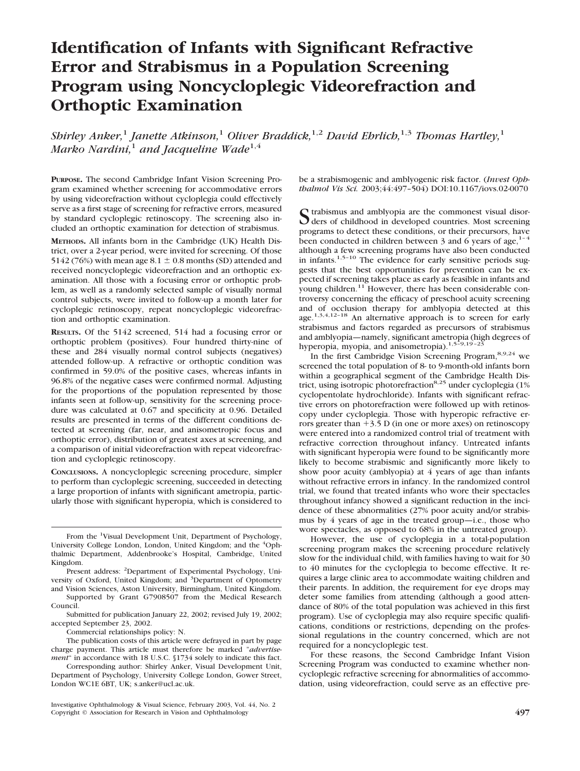# Identification of Infants with Significant Refractive Error and Strabismus in a Population Screening Program using Noncycloplegic Videorefraction and Orthoptic Examination

*Shirley Anker,[1] Janette Atkinson,[1] Oliver Braddick,[1,2] David Ehrlich,[1,3] Thomas Hartley,[1] Marko Nardini,[1] and Jacqueline Wade[1,4]*

**PURPOSE.** The second Cambridge Infant Vision Screening Program examined whether screening for accommodative errors by using videorefraction without cycloplegia could effectively serve as a first stage of screening for refractive errors, measured by standard cycloplegic retinoscopy. The screening also included an orthoptic examination for detection of strabismus.

**METHODS.** All infants born in the Cambridge (UK) Health District, over a 2-year period, were invited for screening. Of those 5142 (76%) with mean age 8.1 ± 0.8 months (SD) attended and received noncycloplegic videorefraction and an orthoptic examination. All those with a focusing error or orthoptic problem, as well as a randomly selected sample of visually normal control subjects, were invited to follow-up a month later for cycloplegic retinoscopy, repeat noncycloplegic videorefraction and orthoptic examination.

**RESULTS.** Of the 5142 screened, 514 had a focusing error or orthoptic problem (positives). Four hundred thirty-nine of these and 284 visually normal control subjects (negatives) attended follow-up. A refractive or orthoptic condition was confirmed in 59.0% of the positive cases, whereas infants in 96.8% of the negative cases were confirmed normal. Adjusting for the proportions of the population represented by those infants seen at follow-up, sensitivity for the screening procedure was calculated at 0.67 and specificity at 0.96. Detailed results are presented in terms of the different conditions detected at screening (far, near, and anisometropic focus and orthoptic error), distribution of greatest axes at screening, and a comparison of initial videorefraction with repeat videorefraction and cycloplegic retinoscopy.

**CONCLUSIONS.** A noncycloplegic screening procedure, simpler to perform than cycloplegic screening, succeeded in detecting a large proportion of infants with significant ametropia, particularly those with significant hyperopia, which is considered to be a strabismogenic and amblyogenic risk factor. (*Invest Ophthalmol Vis Sci.* 2003;44:497–504) DOI:10.1167/iovs.02-0070

Strabismus and amblyopia are the commonest visual disorders of childhood in developed countries. Most screening programs to detect these conditions, or their precursors, have been conducted in children between 3 and 6 years of age,[1–4] although a few screening programs have also been conducted in infants.[1,5–10] The evidence for early sensitive periods suggests that the best opportunities for prevention can be expected if screening takes place as early as feasible in infants and young children.[11] However, there has been considerable controversy concerning the efficacy of preschool acuity screening and of occlusion therapy for amblyopia detected at this age.[1,3,4,12–18] An alternative approach is to screen for early strabismus and factors regarded as precursors of strabismus and amblyopia—namely, significant ametropia (high degrees of hyperopia, myopia, and anisometropia).[1,5–9,19–23]

In the first Cambridge Vision Screening Program,[8,9,24] we screened the total population of 8- to 9-month-old infants born within a geographical segment of the Cambridge Health District, using isotropic photorefraction[8,25] under cycloplegia (1% cyclopentolate hydrochloride). Infants with significant refractive errors on photorefraction were followed up with retinoscopy under cycloplegia. Those with hyperopic refractive errors greater than +3.5 D (in one or more axes) on retinoscopy were entered into a randomized control trial of treatment with refractive correction throughout infancy. Untreated infants with significant hyperopia were found to be significantly more likely to become strabismic and significantly more likely to show poor acuity (amblyopia) at 4 years of age than infants without refractive errors in infancy. In the randomized control trial, we found that treated infants who wore their spectacles throughout infancy showed a significant reduction in the incidence of these abnormalities (27% poor acuity and/or strabismus by 4 years of age in the treated group—i.e., those who wore spectacles, as opposed to 68% in the untreated group).

However, the use of cycloplegia in a total-population screening program makes the screening procedure relatively slow for the individual child, with families having to wait for 30 to 40 minutes for the cycloplegia to become effective. It requires a large clinic area to accommodate waiting children and their parents. In addition, the requirement for eye drops may deter some families from attending (although a good attendance of 80% of the total population was achieved in this first program). Use of cycloplegia may also require specific qualifications, conditions or restrictions, depending on the professional regulations in the country concerned, which are not required for a noncycloplegic test.

For these reasons, the Second Cambridge Infant Vision Screening Program was conducted to examine whether noncycloplegic refractive screening for abnormalities of accommodation, using videorefraction, could serve as an effective pre-

From the [1]Visual Development Unit, Department of Psychology, University College London, London, United Kingdom; and the [4]Ophthalmic Department, Addenbrooke's Hospital, Cambridge, United Kingdom.

Present address: [2]Department of Experimental Psychology, University of Oxford, United Kingdom; and [3]Department of Optometry and Vision Sciences, Aston University, Birmingham, United Kingdom.

Supported by Grant G7908507 from the Medical Research Council.

Submitted for publication January 22, 2002; revised July 19, 2002; accepted September 23, 2002.

Commercial relationships policy: N.

The publication costs of this article were defrayed in part by page charge payment. This article must therefore be marked "*advertisement*" in accordance with 18 U.S.C. §1734 solely to indicate this fact.

Corresponding author: Shirley Anker, Visual Development Unit, Department of Psychology, University College London, Gower Street, London WC1E 6BT, UK; s.anker@ucl.ac.uk.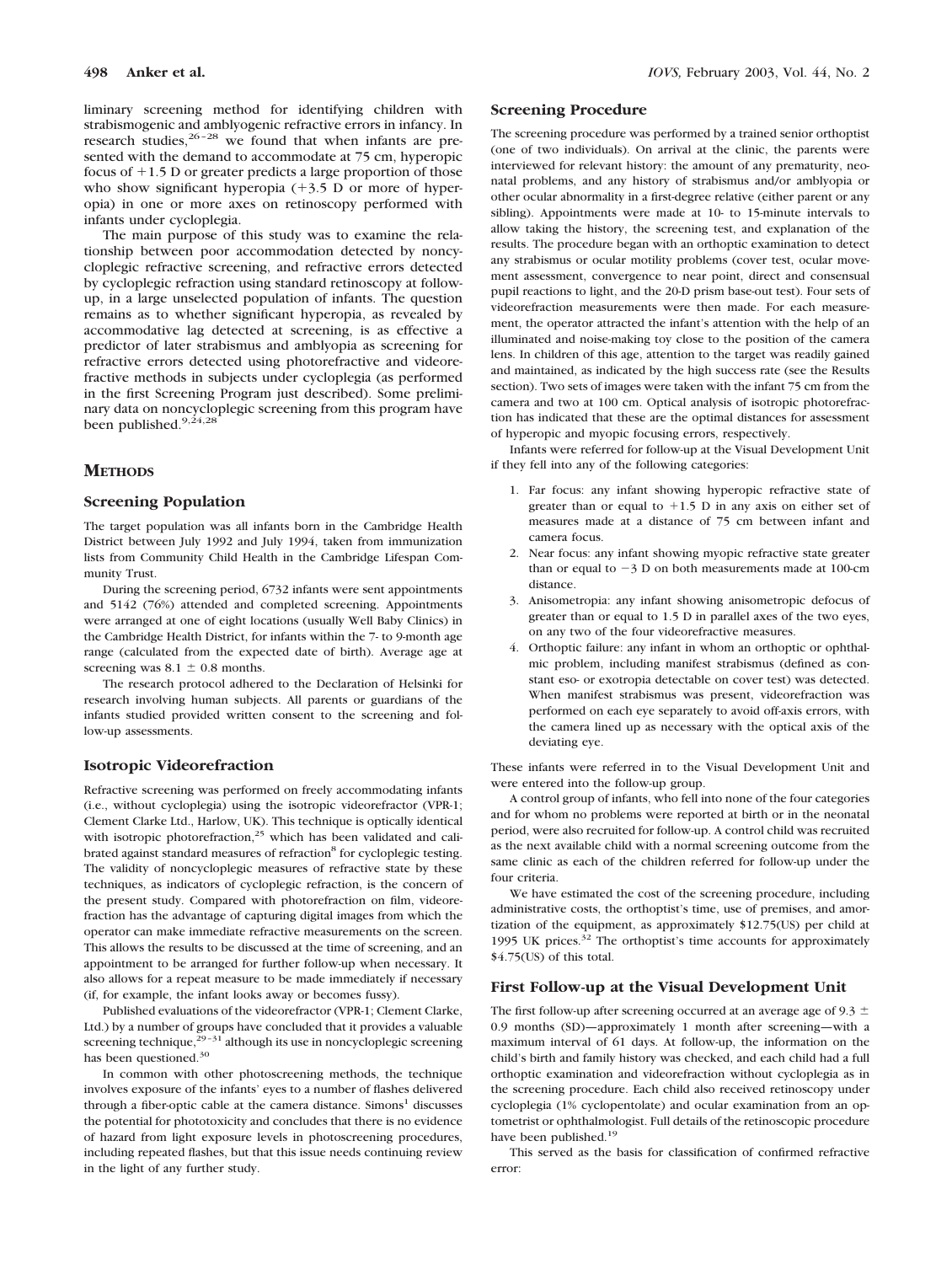liminary screening method for identifying children with strabismogenic and amblyogenic refractive errors in infancy. In research studies,[26–28] we found that when infants are presented with the demand to accommodate at 75 cm, hyperopic focus of +1.5 D or greater predicts a large proportion of those who show significant hyperopia (+3.5 D or more of hyperopia) in one or more axes on retinoscopy performed with infants under cycloplegia.

The main purpose of this study was to examine the relationship between poor accommodation detected by noncycloplegic refractive screening, and refractive errors detected by cycloplegic refraction using standard retinoscopy at follow-up, in a large unselected population of infants. The question remains as to whether significant hyperopia, as revealed by accommodative lag detected at screening, is as effective a predictor of later strabismus and amblyopia as screening for refractive errors detected using photorefractive and videorefractive methods in subjects under cycloplegia (as performed in the first Screening Program just described). Some preliminary data on noncycloplegic screening from this program have been published.[9,24,28]

## Methods

### Screening Population

The target population was all infants born in the Cambridge Health District between July 1992 and July 1994, taken from immunization lists from Community Child Health in the Cambridge Lifespan Community Trust.

During the screening period, 6732 infants were sent appointments and 5142 (76%) attended and completed screening. Appointments were arranged at one of eight locations (usually Well Baby Clinics) in the Cambridge Health District, for infants within the 7- to 9-month age range (calculated from the expected date of birth). Average age at screening was 8.1 ± 0.8 months.

The research protocol adhered to the Declaration of Helsinki for research involving human subjects. All parents or guardians of the infants studied provided written consent to the screening and follow-up assessments.

### Isotropic Videorefraction

Refractive screening was performed on freely accommodating infants (i.e., without cycloplegia) using the isotropic videorefractor (VPR-1; Clement Clarke Ltd., Harlow, UK). This technique is optically identical with isotropic photorefraction,[25] which has been validated and calibrated against standard measures of refraction[8] for cycloplegic testing. The validity of noncycloplegic measures of refractive state by these techniques, as indicators of cycloplegic refraction, is the concern of the present study. Compared with photorefraction on film, videorefraction has the advantage of capturing digital images from which the operator can make immediate refractive measurements on the screen. This allows the results to be discussed at the time of screening, and an appointment to be arranged for further follow-up when necessary. It also allows for a repeat measure to be made immediately if necessary (if, for example, the infant looks away or becomes fussy).

Published evaluations of the videorefractor (VPR-1; Clement Clarke, Ltd.) by a number of groups have concluded that it provides a valuable screening technique,[29–31] although its use in noncycloplegic screening has been questioned.[30]

In common with other photoscreening methods, the technique involves exposure of the infants' eyes to a number of flashes delivered through a fiber-optic cable at the camera distance. Simons[1] discusses the potential for phototoxicity and concludes that there is no evidence of hazard from light exposure levels in photoscreening procedures, including repeated flashes, but that this issue needs continuing review in the light of any further study.

### Screening Procedure

The screening procedure was performed by a trained senior orthoptist (one of two individuals). On arrival at the clinic, the parents were interviewed for relevant history: the amount of any prematurity, neonatal problems, and any history of strabismus and/or amblyopia or other ocular abnormality in a first-degree relative (either parent or any sibling). Appointments were made at 10- to 15-minute intervals to allow taking the history, the screening test, and explanation of the results. The procedure began with an orthoptic examination to detect any strabismus or ocular motility problems (cover test, ocular movement assessment, convergence to near point, direct and consensual pupil reactions to light, and the 20-D prism base-out test). Four sets of videorefraction measurements were then made. For each measurement, the operator attracted the infant's attention with the help of an illuminated and noise-making toy close to the position of the camera lens. In children of this age, attention to the target was readily gained and maintained, as indicated by the high success rate (see the Results section). Two sets of images were taken with the infant 75 cm from the camera and two at 100 cm. Optical analysis of isotropic photorefraction has indicated that these are the optimal distances for assessment of hyperopic and myopic focusing errors, respectively.

Infants were referred for follow-up at the Visual Development Unit if they fell into any of the following categories:

1. Far focus: any infant showing hyperopic refractive state of greater than or equal to +1.5 D in any axis on either set of measures made at a distance of 75 cm between infant and camera focus.
2. Near focus: any infant showing myopic refractive state greater than or equal to −3 D on both measurements made at 100-cm distance.
3. Anisometropia: any infant showing anisometropic defocus of greater than or equal to 1.5 D in parallel axes of the two eyes, on any two of the four videorefractive measures.
4. Orthoptic failure: any infant in whom an orthoptic or ophthalmic problem, including manifest strabismus (defined as constant eso- or exotropia detectable on cover test) was detected. When manifest strabismus was present, videorefraction was performed on each eye separately to avoid off-axis errors, with the camera lined up as necessary with the optical axis of the deviating eye.

These infants were referred in to the Visual Development Unit and were entered into the follow-up group.

A control group of infants, who fell into none of the four categories and for whom no problems were reported at birth or in the neonatal period, were also recruited for follow-up. A control child was recruited as the next available child with a normal screening outcome from the same clinic as each of the children referred for follow-up under the four criteria.

We have estimated the cost of the screening procedure, including administrative costs, the orthoptist's time, use of premises, and amortization of the equipment, as approximately $12.75(US) per child at 1995 UK prices.[32] The orthoptist's time accounts for approximately $4.75(US) of this total.

### First Follow-up at the Visual Development Unit

The first follow-up after screening occurred at an average age of 9.3 ± 0.9 months (SD)—approximately 1 month after screening—with a maximum interval of 61 days. At follow-up, the information on the child's birth and family history was checked, and each child had a full orthoptic examination and videorefraction without cycloplegia as in the screening procedure. Each child also received retinoscopy under cycloplegia (1% cyclopentolate) and ocular examination from an optometrist or ophthalmologist. Full details of the retinoscopic procedure have been published.[19]

This served as the basis for classification of confirmed refractive error: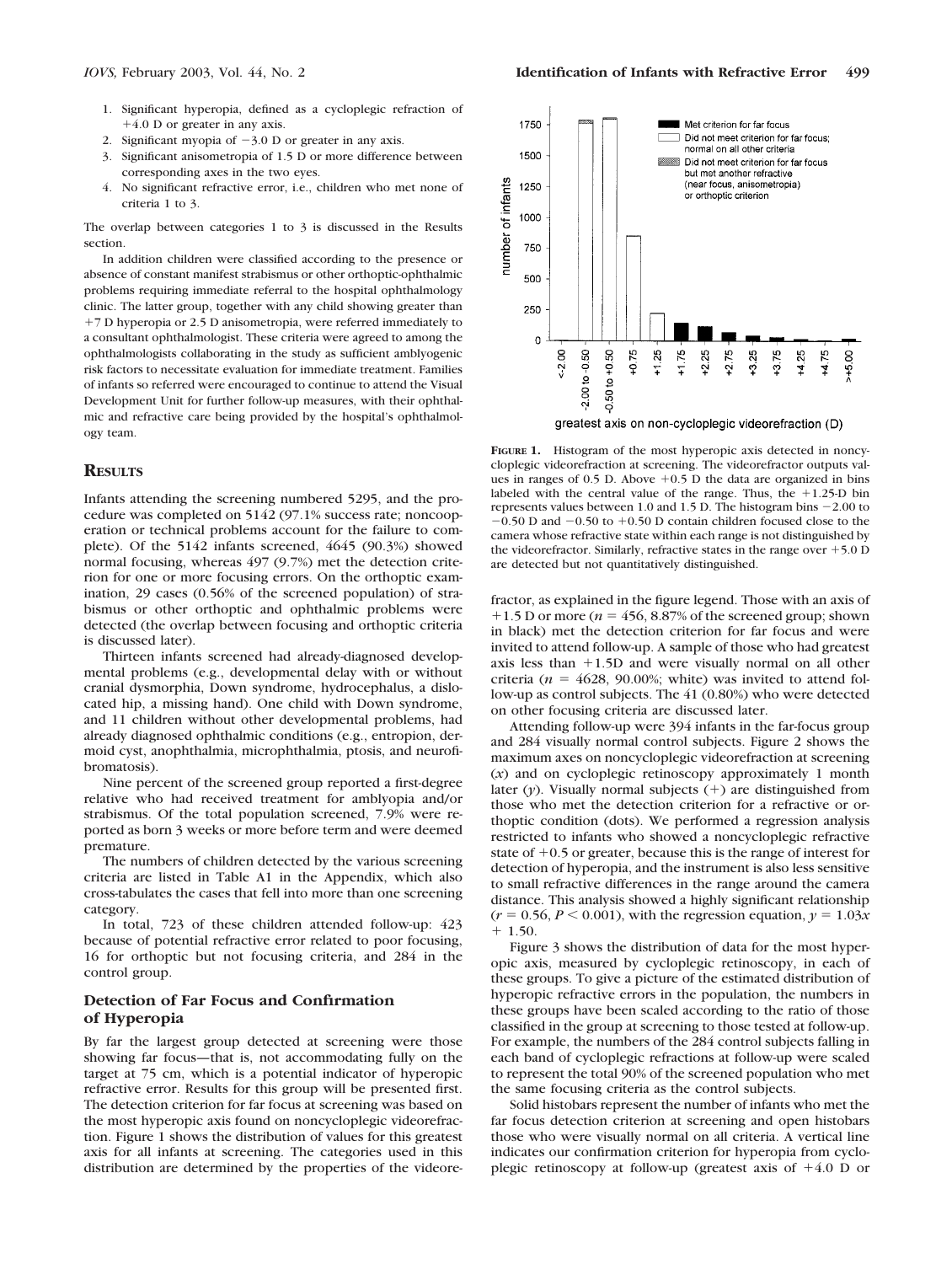1. Significant hyperopia, defined as a cycloplegic refraction of +4.0 D or greater in any axis.
2. Significant myopia of −3.0 D or greater in any axis.
3. Significant anisometropia of 1.5 D or more difference between corresponding axes in the two eyes.
4. No significant refractive error, i.e., children who met none of criteria 1 to 3.

The overlap between categories 1 to 3 is discussed in the Results section.

In addition children were classified according to the presence or absence of constant manifest strabismus or other orthoptic-ophthalmic problems requiring immediate referral to the hospital ophthalmology clinic. The latter group, together with any child showing greater than +7 D hyperopia or 2.5 D anisometropia, were referred immediately to a consultant ophthalmologist. These criteria were agreed to among the ophthalmologists collaborating in the study as sufficient amblyogenic risk factors to necessitate evaluation for immediate treatment. Families of infants so referred were encouraged to continue to attend the Visual Development Unit for further follow-up measures, with their ophthalmic and refractive care being provided by the hospital's ophthalmology team.

## RESULTS

Infants attending the screening numbered 5295, and the procedure was completed on 5142 (97.1% success rate; noncooperation or technical problems account for the failure to complete). Of the 5142 infants screened, 4645 (90.3%) showed normal focusing, whereas 497 (9.7%) met the detection criterion for one or more focusing errors. On the orthoptic examination, 29 cases (0.56% of the screened population) of strabismus or other orthoptic and ophthalmic problems were detected (the overlap between focusing and orthoptic criteria is discussed later).

Thirteen infants screened had already-diagnosed developmental problems (e.g., developmental delay with or without cranial dysmorphia, Down syndrome, hydrocephalus, a dislocated hip, a missing hand). One child with Down syndrome, and 11 children without other developmental problems, had already diagnosed ophthalmic conditions (e.g., entropion, dermoid cyst, anophthalmia, microphthalmia, ptosis, and neurofibromatosis).

Nine percent of the screened group reported a first-degree relative who had received treatment for amblyopia and/or strabismus. Of the total population screened, 7.9% were reported as born 3 weeks or more before term and were deemed premature.

The numbers of children detected by the various screening criteria are listed in Table A1 in the Appendix, which also cross-tabulates the cases that fell into more than one screening category.

In total, 723 of these children attended follow-up: 423 because of potential refractive error related to poor focusing, 16 for orthoptic but not focusing criteria, and 284 in the control group.

### Detection of Far Focus and Confirmation of Hyperopia

By far the largest group detected at screening were those showing far focus—that is, not accommodating fully on the target at 75 cm, which is a potential indicator of hyperopic refractive error. Results for this group will be presented first. The detection criterion for far focus at screening was based on the most hyperopic axis found on noncycloplegic videorefraction. Figure 1 shows the distribution of values for this greatest axis for all infants at screening. The categories used in this distribution are determined by the properties of the videorefractor, as explained in the figure legend. Those with an axis of +1.5 D or more ($n = 456$, 8.87% of the screened group; shown in black) met the detection criterion for far focus and were invited to attend follow-up. A sample of those who had greatest axis less than +1.5D and were visually normal on all other criteria ($n = 4628$, 90.00%; white) was invited to attend follow-up as control subjects. The 41 (0.80%) who were detected on other focusing criteria are discussed later.

**FIGURE 1.** Histogram of the most hyperopic axis detected in noncycloplegic videorefraction at screening. The videorefractor outputs values in ranges of 0.5 D. Above +0.5 D the data are organized in bins labeled with the central value of the range. Thus, the +1.25-D bin represents values between 1.0 and 1.5 D. The histogram bins −2.00 to −0.50 D and −0.50 to +0.50 D contain children focused close to the camera whose refractive state within each range is not distinguished by the videorefractor. Similarly, refractive states in the range over +5.0 D are detected but not quantitatively distinguished.

Attending follow-up were 394 infants in the far-focus group and 284 visually normal control subjects. Figure 2 shows the maximum axes on noncycloplegic videorefraction at screening ($x$) and on cycloplegic retinoscopy approximately 1 month later ($y$). Visually normal subjects (+) are distinguished from those who met the detection criterion for a refractive or orthoptic condition (dots). We performed a regression analysis restricted to infants who showed a noncycloplegic refractive state of +0.5 or greater, because this is the range of interest for detection of hyperopia, and the instrument is also less sensitive to small refractive differences in the range around the camera distance. This analysis showed a highly significant relationship ($r = 0.56$, $P < 0.001$), with the regression equation, $y = 1.03x + 1.50$.

Figure 3 shows the distribution of data for the most hyperopic axis, measured by cycloplegic retinoscopy, in each of these groups. To give a picture of the estimated distribution of hyperopic refractive errors in the population, the numbers in these groups have been scaled according to the ratio of those classified in the group at screening to those tested at follow-up. For example, the numbers of the 284 control subjects falling in each band of cycloplegic refractions at follow-up were scaled to represent the total 90% of the screened population who met the same focusing criteria as the control subjects.

Solid histobars represent the number of infants who met the far focus detection criterion at screening and open histobars those who were visually normal on all criteria. A vertical line indicates our confirmation criterion for hyperopia from cycloplegic retinoscopy at follow-up (greatest axis of +4.0 D or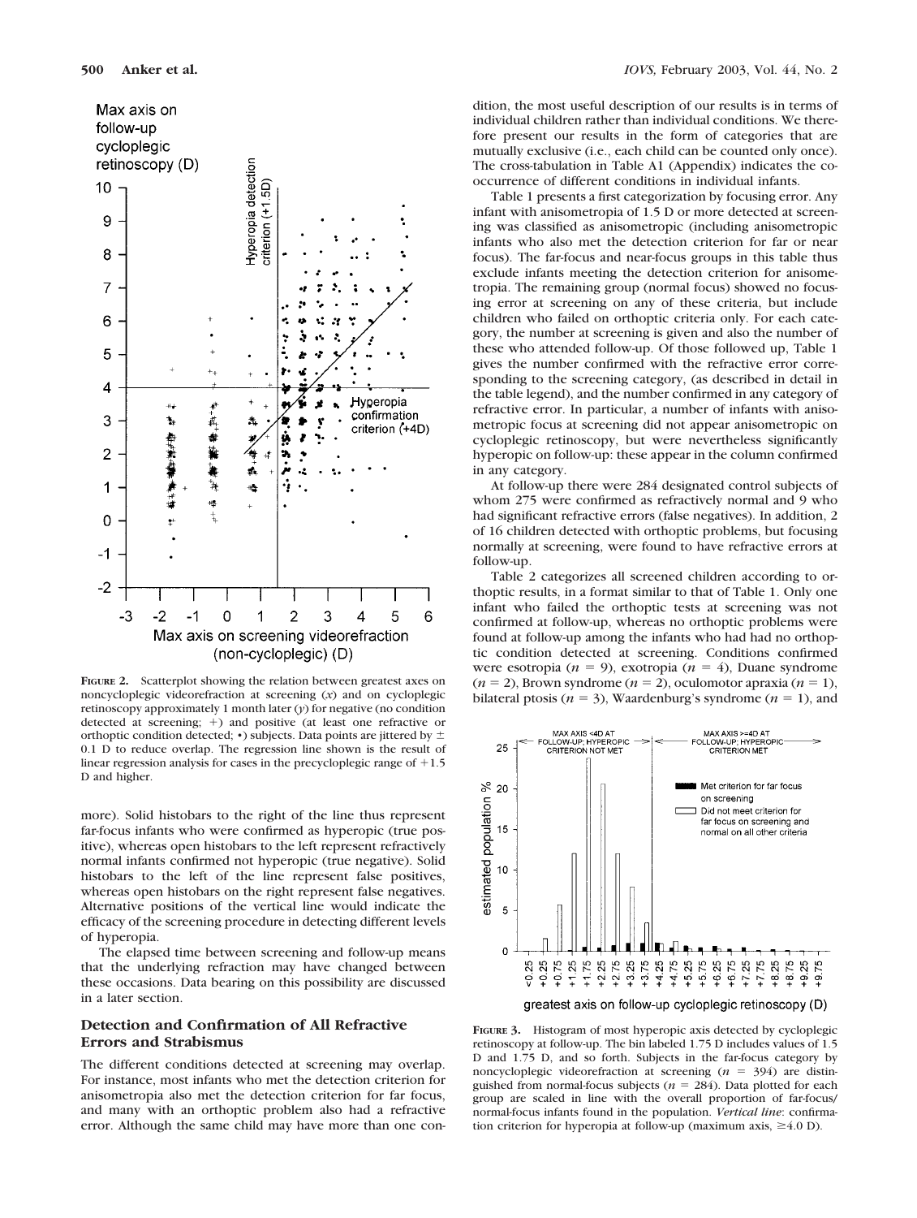**FIGURE 2.** Scatterplot showing the relation between greatest axes on noncycloplegic videorefraction at screening (*x*) and on cycloplegic retinoscopy approximately 1 month later (*y*) for negative (no condition detected at screening; +) and positive (at least one refractive or orthoptic condition detected; •) subjects. Data points are jittered by ± 0.1 D to reduce overlap. The regression line shown is the result of linear regression analysis for cases in the precycloplegic range of +1.5 D and higher.

more). Solid histobars to the right of the line thus represent far-focus infants who were confirmed as hyperopic (true positive), whereas open histobars to the left represent refractively normal infants confirmed not hyperopic (true negative). Solid histobars to the left of the line represent false positives, whereas open histobars on the right represent false negatives. Alternative positions of the vertical line would indicate the efficacy of the screening procedure in detecting different levels of hyperopia.

The elapsed time between screening and follow-up means that the underlying refraction may have changed between these occasions. Data bearing on this possibility are discussed in a later section.

## Detection and Confirmation of All Refractive Errors and Strabismus

The different conditions detected at screening may overlap. For instance, most infants who met the detection criterion for anisometropia also met the detection criterion for far focus, and many with an orthoptic problem also had a refractive error. Although the same child may have more than one condition, the most useful description of our results is in terms of individual children rather than individual conditions. We therefore present our results in the form of categories that are mutually exclusive (i.e., each child can be counted only once). The cross-tabulation in Table A1 (Appendix) indicates the co-occurrence of different conditions in individual infants.

Table 1 presents a first categorization by focusing error. Any infant with anisometropia of 1.5 D or more detected at screening was classified as anisometropic (including anisometropic infants who also met the detection criterion for far or near focus). The far-focus and near-focus groups in this table thus exclude infants meeting the detection criterion for anisometropia. The remaining group (normal focus) showed no focusing error at screening on any of these criteria, but include children who failed on orthoptic criteria only. For each category, the number at screening is given and also the number of these who attended follow-up. Of those followed up, Table 1 gives the number confirmed with the refractive error corresponding to the screening category, (as described in detail in the table legend), and the number confirmed in any category of refractive error. In particular, a number of infants with anisometropic focus at screening did not appear anisometropic on cycloplegic retinoscopy, but were nevertheless significantly hyperopic on follow-up: these appear in the column confirmed in any category.

At follow-up there were 284 designated control subjects of whom 275 were confirmed as refractively normal and 9 who had significant refractive errors (false negatives). In addition, 2 of 16 children detected with orthoptic problems, but focusing normally at screening, were found to have refractive errors at follow-up.

Table 2 categorizes all screened children according to orthoptic results, in a format similar to that of Table 1. Only one infant who failed the orthoptic tests at screening was not confirmed at follow-up, whereas no orthoptic problems were found at follow-up among the infants who had had no orthoptic condition detected at screening. Conditions confirmed were esotropia (*n* = 9), exotropia (*n* = 4), Duane syndrome (*n* = 2), Brown syndrome (*n* = 2), oculomotor apraxia (*n* = 1), bilateral ptosis (*n* = 3), Waardenburg's syndrome (*n* = 1), and

**FIGURE 3.** Histogram of most hyperopic axis detected by cycloplegic retinoscopy at follow-up. The bin labeled 1.75 D includes values of 1.5 D and 1.75 D, and so forth. Subjects in the far-focus category by noncycloplegic videorefraction at screening (*n* = 394) are distinguished from normal-focus subjects (*n* = 284). Data plotted for each group are scaled in line with the overall proportion of far-focus/normal-focus infants found in the population. *Vertical line*: confirmation criterion for hyperopia at follow-up (maximum axis, ≥4.0 D).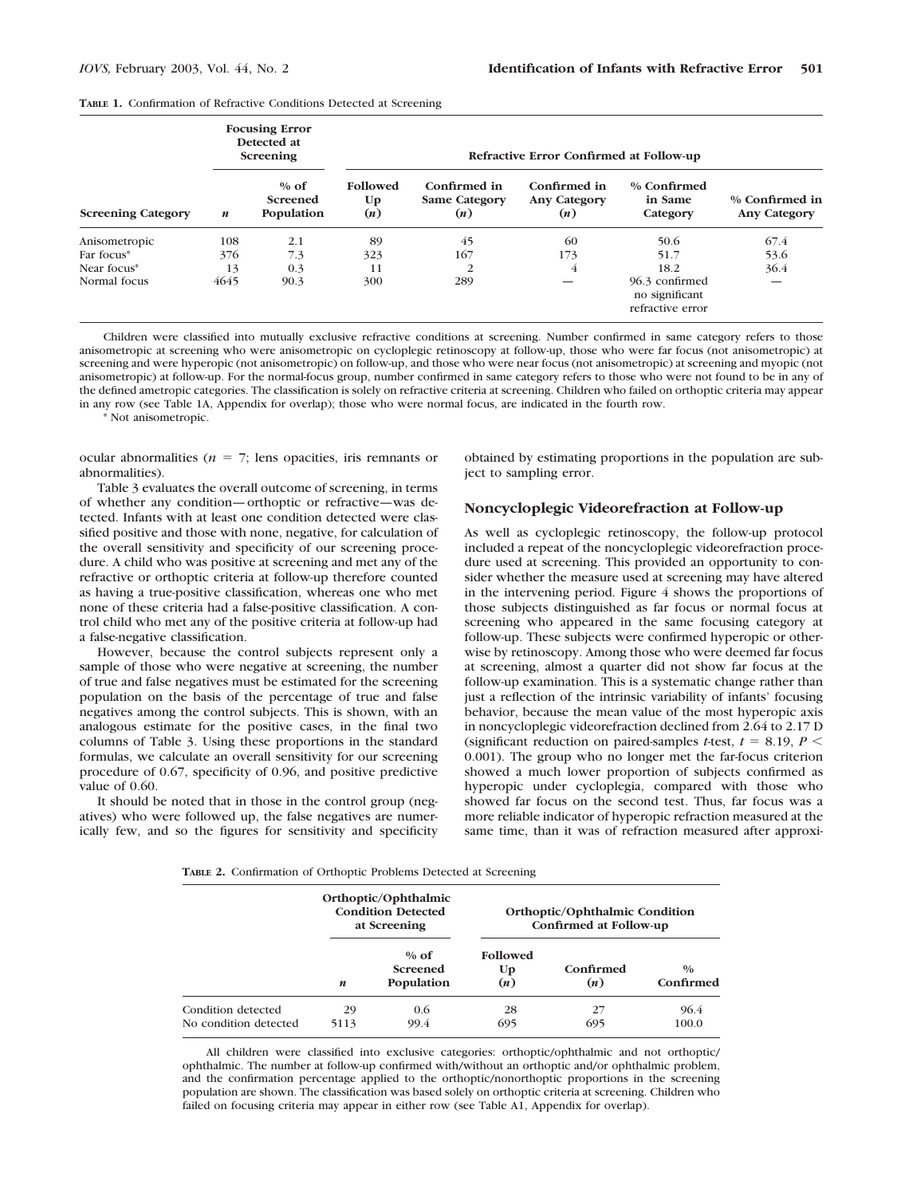**TABLE 1.** Confirmation of Refractive Conditions Detected at Screening

| | Focusing Error Detected at Screening | | Refractive Error Confirmed at Follow-up | | | | |
|---|---|---|---|---|---|---|---|
| **Screening Category** | ***n*** | **% of Screened Population** | **Followed Up (*n*)** | **Confirmed in Same Category (*n*)** | **Confirmed in Any Category (*n*)** | **% Confirmed in Same Category** | **% Confirmed in Any Category** |
| Anisometropic | 108 | 2.1 | 89 | 45 | 60 | 50.6 | 67.4 |
| Far focus* | 376 | 7.3 | 323 | 167 | 173 | 51.7 | 53.6 |
| Near focus* | 13 | 0.3 | 11 | 2 | 4 | 18.2 | 36.4 |
| Normal focus | 4645 | 90.3 | 300 | 289 | — | 96.3 confirmed no significant refractive error | — |

Children were classified into mutually exclusive refractive conditions at screening. Number confirmed in same category refers to those anisometropic at screening who were anisometropic on cycloplegic retinoscopy at follow-up, those who were far focus (not anisometropic) at screening and were hyperopic (not anisometropic) on follow-up, and those who were near focus (not anisometropic) at screening and myopic (not anisometropic) at follow-up. For the normal-focus group, number confirmed in same category refers to those who were not found to be in any of the defined ametropic categories. The classification is solely on refractive criteria at screening. Children who failed on orthoptic criteria may appear in any row (see Table 1A, Appendix for overlap); those who were normal focus, are indicated in the fourth row.

\* Not anisometropic.

ocular abnormalities ($n = 7$; lens opacities, iris remnants or abnormalities).

Table 3 evaluates the overall outcome of screening, in terms of whether any condition—orthoptic or refractive—was detected. Infants with at least one condition detected were classified positive and those with none, negative, for calculation of the overall sensitivity and specificity of our screening procedure. A child who was positive at screening and met any of the refractive or orthoptic criteria at follow-up therefore counted as having a true-positive classification, whereas one who met none of these criteria had a false-positive classification. A control child who met any of the positive criteria at follow-up had a false-negative classification.

However, because the control subjects represent only a sample of those who were negative at screening, the number of true and false negatives must be estimated for the screening population on the basis of the percentage of true and false negatives among the control subjects. This is shown, with an analogous estimate for the positive cases, in the final two columns of Table 3. Using these proportions in the standard formulas, we calculate an overall sensitivity for our screening procedure of 0.67, specificity of 0.96, and positive predictive value of 0.60.

It should be noted that in those in the control group (negatives) who were followed up, the false negatives are numerically few, and so the figures for sensitivity and specificity obtained by estimating proportions in the population are subject to sampling error.

## Noncycloplegic Videorefraction at Follow-up

As well as cycloplegic retinoscopy, the follow-up protocol included a repeat of the noncycloplegic videorefraction procedure used at screening. This provided an opportunity to consider whether the measure used at screening may have altered in the intervening period. Figure 4 shows the proportions of those subjects distinguished as far focus or normal focus at screening who appeared in the same focusing category at follow-up. These subjects were confirmed hyperopic or otherwise by retinoscopy. Among those who were deemed far focus at screening, almost a quarter did not show far focus at the follow-up examination. This is a systematic change rather than just a reflection of the intrinsic variability of infants' focusing behavior, because the mean value of the most hyperopic axis in noncycloplegic videorefraction declined from 2.64 to 2.17 D (significant reduction on paired-samples *t*-test, $t = 8.19$, $P < 0.001$). The group who no longer met the far-focus criterion showed a much lower proportion of subjects confirmed as hyperopic under cycloplegia, compared with those who showed far focus on the second test. Thus, far focus was a more reliable indicator of hyperopic refraction measured at the same time, than it was of refraction measured after approxi-

**TABLE 2.** Confirmation of Orthoptic Problems Detected at Screening

| | Orthoptic/Ophthalmic Condition Detected at Screening | | Orthoptic/Ophthalmic Condition Confirmed at Follow-up | | |
|---|---|---|---|---|---|
| | ***n*** | **% of Screened Population** | **Followed Up (*n*)** | **Confirmed (*n*)** | **% Confirmed** |
| Condition detected | 29 | 0.6 | 28 | 27 | 96.4 |
| No condition detected | 5113 | 99.4 | 695 | 695 | 100.0 |

All children were classified into exclusive categories: orthoptic/ophthalmic and not orthoptic/ophthalmic. The number at follow-up confirmed with/without an orthoptic and/or ophthalmic problem, and the confirmation percentage applied to the orthoptic/nonorthoptic proportions in the screening population are shown. The classification was based solely on orthoptic criteria at screening. Children who failed on focusing criteria may appear in either row (see Table A1, Appendix for overlap).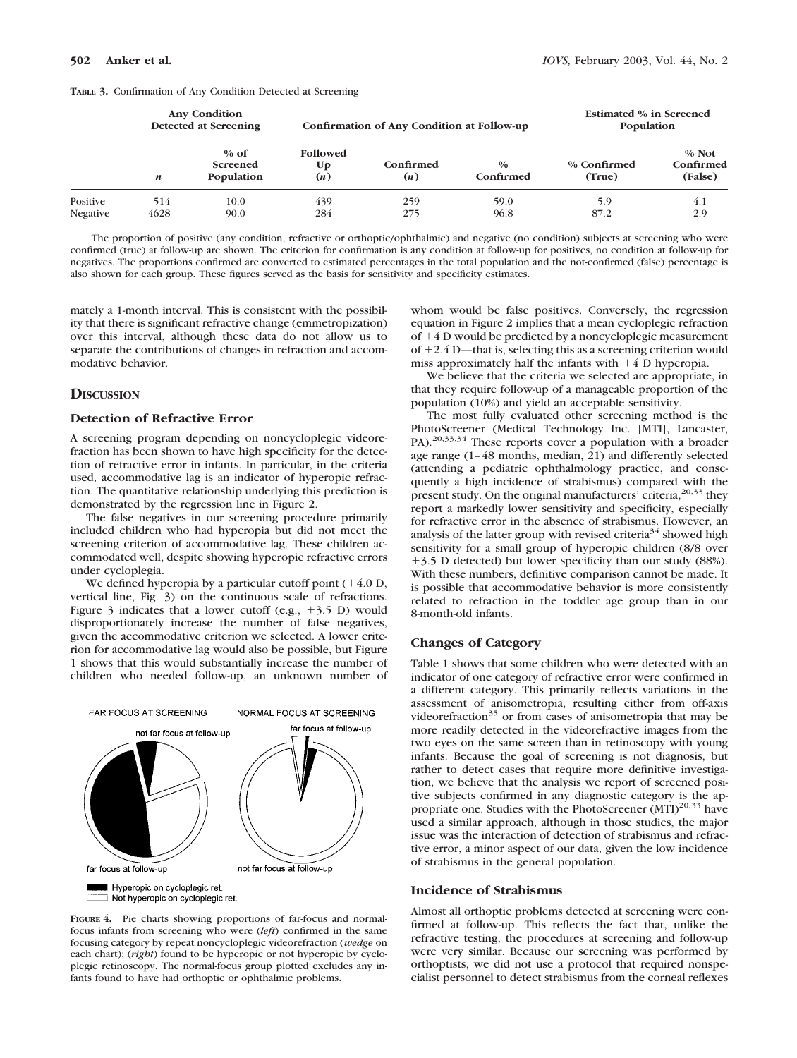**TABLE 3.** Confirmation of Any Condition Detected at Screening

| | Any Condition Detected at Screening | | Confirmation of Any Condition at Follow-up | | | Estimated % in Screened Population | |
|---|---|---|---|---|---|---|---|
| | *n* | % of Screened Population | Followed Up (*n*) | Confirmed (*n*) | % Confirmed | % Confirmed (True) | % Not Confirmed (False) |
| Positive | 514 | 10.0 | 439 | 259 | 59.0 | 5.9 | 4.1 |
| Negative | 4628 | 90.0 | 284 | 275 | 96.8 | 87.2 | 2.9 |

The proportion of positive (any condition, refractive or orthoptic/ophthalmic) and negative (no condition) subjects at screening who were confirmed (true) at follow-up are shown. The criterion for confirmation is any condition at follow-up for positives, no condition at follow-up for negatives. The proportions confirmed are converted to estimated percentages in the total population and the not-confirmed (false) percentage is also shown for each group. These figures served as the basis for sensitivity and specificity estimates.

mately a 1-month interval. This is consistent with the possibility that there is significant refractive change (emmetropization) over this interval, although these data do not allow us to separate the contributions of changes in refraction and accommodative behavior.

## DISCUSSION

### Detection of Refractive Error

A screening program depending on noncycloplegic videorefraction has been shown to have high specificity for the detection of refractive error in infants. In particular, in the criteria used, accommodative lag is an indicator of hyperopic refraction. The quantitative relationship underlying this prediction is demonstrated by the regression line in Figure 2.

The false negatives in our screening procedure primarily included children who had hyperopia but did not meet the screening criterion of accommodative lag. These children accommodated well, despite showing hyperopic refractive errors under cycloplegia.

We defined hyperopia by a particular cutoff point (+4.0 D, vertical line, Fig. 3) on the continuous scale of refractions. Figure 3 indicates that a lower cutoff (e.g., +3.5 D) would disproportionately increase the number of false negatives, given the accommodative criterion we selected. A lower criterion for accommodative lag would also be possible, but Figure 1 shows that this would substantially increase the number of children who needed follow-up, an unknown number of whom would be false positives. Conversely, the regression equation in Figure 2 implies that a mean cycloplegic refraction of +4 D would be predicted by a noncycloplegic measurement of +2.4 D—that is, selecting this as a screening criterion would miss approximately half the infants with +4 D hyperopia.

We believe that the criteria we selected are appropriate, in that they require follow-up of a manageable proportion of the population (10%) and yield an acceptable sensitivity.

The most fully evaluated other screening method is the PhotoScreener (Medical Technology Inc. [MTI], Lancaster, PA).[20,33,34] These reports cover a population with a broader age range (1–48 months, median, 21) and differently selected (attending a pediatric ophthalmology practice, and consequently a high incidence of strabismus) compared with the present study. On the original manufacturers' criteria,[20,33] they report a markedly lower sensitivity and specificity, especially for refractive error in the absence of strabismus. However, an analysis of the latter group with revised criteria[34] showed high sensitivity for a small group of hyperopic children (8/8 over +3.5 D detected) but lower specificity than our study (88%). With these numbers, definitive comparison cannot be made. It is possible that accommodative behavior is more consistently related to refraction in the toddler age group than in our 8-month-old infants.

FAR FOCUS AT SCREENING — NORMAL FOCUS AT SCREENING

not far focus at follow-up — far focus at follow-up

far focus at follow-up — not far focus at follow-up

Hyperopic on cycloplegic ret.
Not hyperopic on cycloplegic ret.

**FIGURE 4.** Pie charts showing proportions of far-focus and normal-focus infants from screening who were (*left*) confirmed in the same focusing category by repeat noncycloplegic videorefraction (*wedge* on each chart); (*right*) found to be hyperopic or not hyperopic by cycloplegic retinoscopy. The normal-focus group plotted excludes any infants found to have had orthoptic or ophthalmic problems.

### Changes of Category

Table 1 shows that some children who were detected with an indicator of one category of refractive error were confirmed in a different category. This primarily reflects variations in the assessment of anisometropia, resulting either from off-axis videorefraction[35] or from cases of anisometropia that may be more readily detected in the videorefractive images from the two eyes on the same screen than in retinoscopy with young infants. Because the goal of screening is not diagnosis, but rather to detect cases that require more definitive investigation, we believe that the analysis we report of screened positive subjects confirmed in any diagnostic category is the appropriate one. Studies with the PhotoScreener (MTI)[20,33] have used a similar approach, although in those studies, the major issue was the interaction of detection of strabismus and refractive error, a minor aspect of our data, given the low incidence of strabismus in the general population.

### Incidence of Strabismus

Almost all orthoptic problems detected at screening were confirmed at follow-up. This reflects the fact that, unlike the refractive testing, the procedures at screening and follow-up were very similar. Because our screening was performed by orthoptists, we did not use a protocol that required nonspecialist personnel to detect strabismus from the corneal reflexes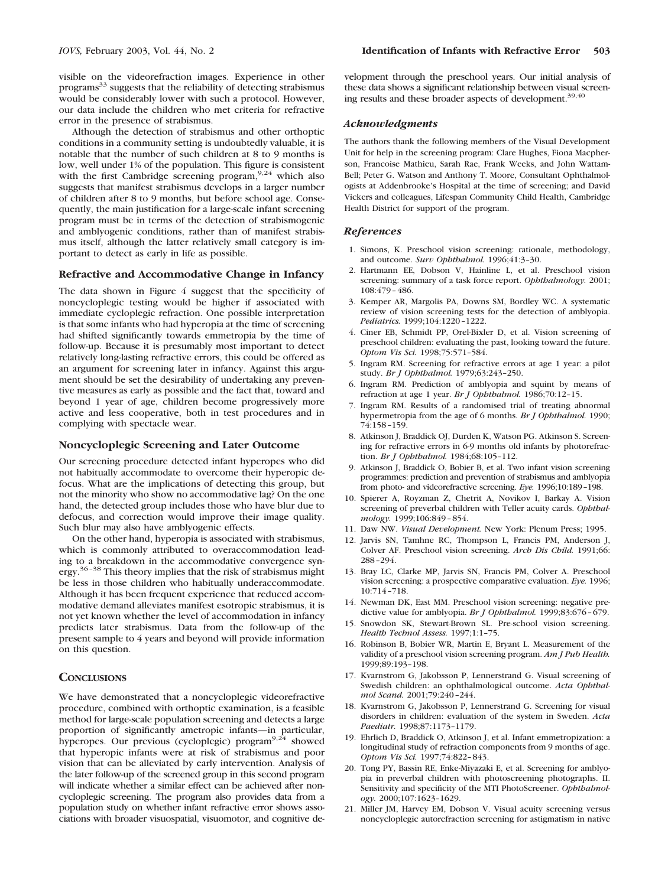visible on the videorefraction images. Experience in other programs[33] suggests that the reliability of detecting strabismus would be considerably lower with such a protocol. However, our data include the children who met criteria for refractive error in the presence of strabismus.

Although the detection of strabismus and other orthoptic conditions in a community setting is undoubtedly valuable, it is notable that the number of such children at 8 to 9 months is low, well under 1% of the population. This figure is consistent with the first Cambridge screening program,[9,24] which also suggests that manifest strabismus develops in a larger number of children after 8 to 9 months, but before school age. Consequently, the main justification for a large-scale infant screening program must be in terms of the detection of strabismogenic and amblyogenic conditions, rather than of manifest strabismus itself, although the latter relatively small category is important to detect as early in life as possible.

### Refractive and Accommodative Change in Infancy

The data shown in Figure 4 suggest that the specificity of noncycloplegic testing would be higher if associated with immediate cycloplegic refraction. One possible interpretation is that some infants who had hyperopia at the time of screening had shifted significantly towards emmetropia by the time of follow-up. Because it is presumably most important to detect relatively long-lasting refractive errors, this could be offered as an argument for screening later in infancy. Against this argument should be set the desirability of undertaking any preventive measures as early as possible and the fact that, toward and beyond 1 year of age, children become progressively more active and less cooperative, both in test procedures and in complying with spectacle wear.

### Noncycloplegic Screening and Later Outcome

Our screening procedure detected infant hyperopes who did not habitually accommodate to overcome their hyperopic defocus. What are the implications of detecting this group, but not the minority who show no accommodative lag? On the one hand, the detected group includes those who have blur due to defocus, and correction would improve their image quality. Such blur may also have amblyogenic effects.

On the other hand, hyperopia is associated with strabismus, which is commonly attributed to overaccommodation leading to a breakdown in the accommodative convergence synergy.[36–38] This theory implies that the risk of strabismus might be less in those children who habitually underaccommodate. Although it has been frequent experience that reduced accommodative demand alleviates manifest esotropic strabismus, it is not yet known whether the level of accommodation in infancy predicts later strabismus. Data from the follow-up of the present sample to 4 years and beyond will provide information on this question.

## Conclusions

We have demonstrated that a noncycloplegic videorefractive procedure, combined with orthoptic examination, is a feasible method for large-scale population screening and detects a large proportion of significantly ametropic infants—in particular, hyperopes. Our previous (cycloplegic) program[9,24] showed that hyperopic infants were at risk of strabismus and poor vision that can be alleviated by early intervention. Analysis of the later follow-up of the screened group in this second program will indicate whether a similar effect can be achieved after noncycloplegic screening. The program also provides data from a population study on whether infant refractive error shows associations with broader visuospatial, visuomotor, and cognitive development through the preschool years. Our initial analysis of these data shows a significant relationship between visual screening results and these broader aspects of development.[39,40]

### *Acknowledgments*

The authors thank the following members of the Visual Development Unit for help in the screening program: Clare Hughes, Fiona Macpherson, Francoise Mathieu, Sarah Rae, Frank Weeks, and John Wattam-Bell; Peter G. Watson and Anthony T. Moore, Consultant Ophthalmologists at Addenbrooke's Hospital at the time of screening; and David Vickers and colleagues, Lifespan Community Child Health, Cambridge Health District for support of the program.

### *References*

1. Simons, K. Preschool vision screening: rationale, methodology, and outcome. *Surv Ophthalmol.* 1996;41:3–30.
2. Hartmann EE, Dobson V, Hainline L, et al. Preschool vision screening: summary of a task force report. *Ophthalmology.* 2001; 108:479–486.
3. Kemper AR, Margolis PA, Downs SM, Bordley WC. A systematic review of vision screening tests for the detection of amblyopia. *Pediatrics.* 1999;104:1220–1222.
4. Ciner EB, Schmidt PP, Orel-Bixler D, et al. Vision screening of preschool children: evaluating the past, looking toward the future. *Optom Vis Sci.* 1998;75:571–584.
5. Ingram RM. Screening for refractive errors at age 1 year: a pilot study. *Br J Ophthalmol.* 1979;63:243–250.
6. Ingram RM. Prediction of amblyopia and squint by means of refraction at age 1 year. *Br J Ophthalmol.* 1986;70:12–15.
7. Ingram RM. Results of a randomised trial of treating abnormal hypermetropia from the age of 6 months. *Br J Ophthalmol.* 1990; 74:158–159.
8. Atkinson J, Braddick OJ, Durden K, Watson PG. Atkinson S. Screening for refractive errors in 6-9 months old infants by photorefraction. *Br J Ophthalmol.* 1984;68:105–112.
9. Atkinson J, Braddick O, Bobier B, et al. Two infant vision screening programmes: prediction and prevention of strabismus and amblyopia from photo- and videorefractive screening. *Eye.* 1996;10:189–198.
10. Spierer A, Royzman Z, Chetrit A, Novikov I, Barkay A. Vision screening of preverbal children with Teller acuity cards. *Ophthalmology.* 1999;106:849–854.
11. Daw NW. *Visual Development.* New York: Plenum Press; 1995.
12. Jarvis SN, Tamhne RC, Thompson L, Francis PM, Anderson J, Colver AF. Preschool vision screening. *Arch Dis Child.* 1991;66: 288–294.
13. Bray LC, Clarke MP, Jarvis SN, Francis PM, Colver A. Preschool vision screening: a prospective comparative evaluation. *Eye.* 1996; 10:714–718.
14. Newman DK, East MM. Preschool vision screening: negative predictive value for amblyopia. *Br J Ophthalmol.* 1999;83:676–679.
15. Snowdon SK, Stewart-Brown SL. Pre-school vision screening. *Health Technol Assess.* 1997;1:1–75.
16. Robinson B, Bobier WR, Martin E, Bryant L. Measurement of the validity of a preschool vision screening program. *Am J Pub Health.* 1999;89:193–198.
17. Kvarnstrom G, Jakobsson P, Lennerstrand G. Visual screening of Swedish children: an ophthalmological outcome. *Acta Ophthalmol Scand.* 2001;79:240–244.
18. Kvarnstrom G, Jakobsson P, Lennerstrand G. Screening for visual disorders in children: evaluation of the system in Sweden. *Acta Paediatr.* 1998;87:1173–1179.
19. Ehrlich D, Braddick O, Atkinson J, et al. Infant emmetropization: a longitudinal study of refraction components from 9 months of age. *Optom Vis Sci.* 1997;74:822–843.
20. Tong PY, Bassin RE, Enke-Miyazaki E, et al. Screening for amblyopia in preverbal children with photoscreening photographs. II. Sensitivity and specificity of the MTI PhotoScreener. *Ophthalmology.* 2000;107:1623–1629.
21. Miller JM, Harvey EM, Dobson V. Visual acuity screening versus noncycloplegic autorefraction screening for astigmatism in native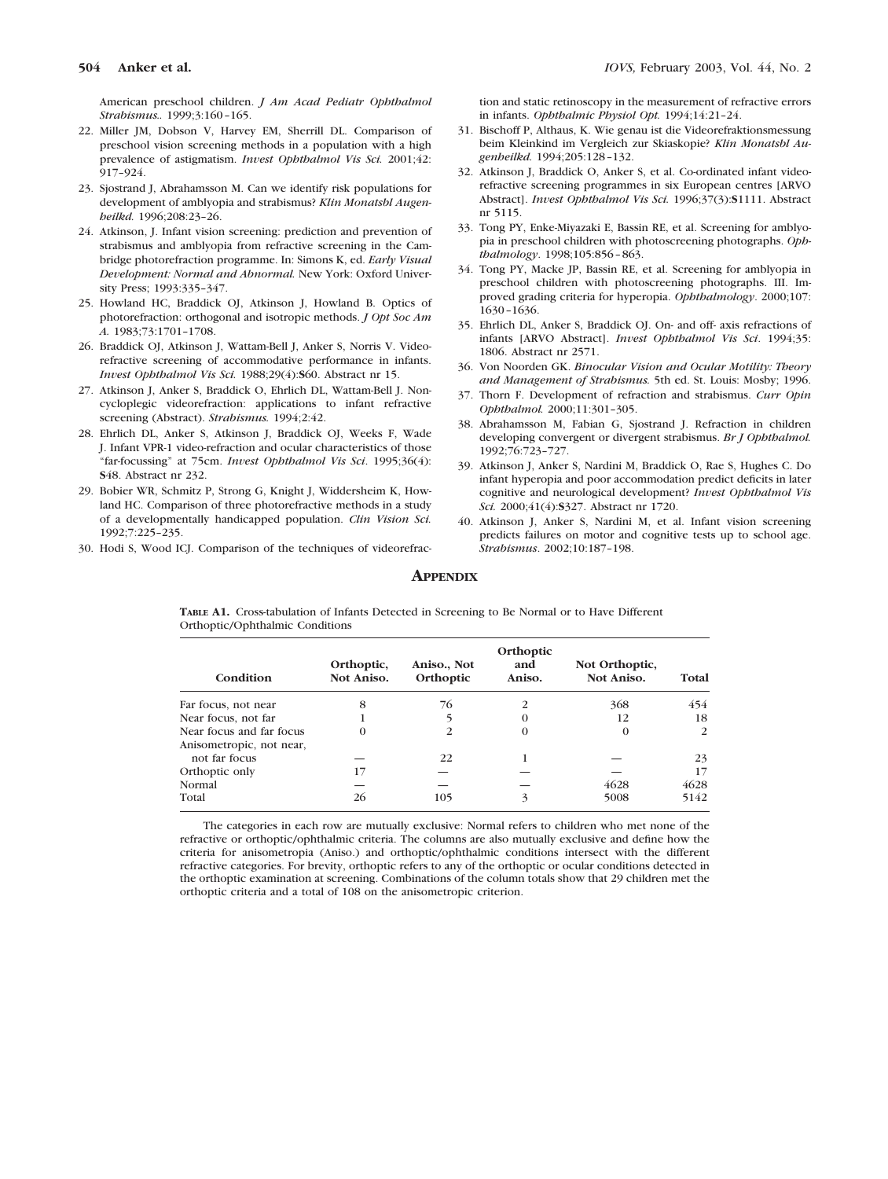American preschool children. *J Am Acad Pediatr Ophthalmol Strabismus.*. 1999;3:160–165.

22. Miller JM, Dobson V, Harvey EM, Sherrill DL. Comparison of preschool vision screening methods in a population with a high prevalence of astigmatism. *Invest Ophthalmol Vis Sci.* 2001;42: 917–924.
23. Sjostrand J, Abrahamsson M. Can we identify risk populations for development of amblyopia and strabismus? *Klin Monatsbl Augenheilkd.* 1996;208:23–26.
24. Atkinson, J. Infant vision screening: prediction and prevention of strabismus and amblyopia from refractive screening in the Cambridge photorefraction programme. In: Simons K, ed. *Early Visual Development: Normal and Abnormal.* New York: Oxford University Press; 1993:335–347.
25. Howland HC, Braddick OJ, Atkinson J, Howland B. Optics of photorefraction: orthogonal and isotropic methods. *J Opt Soc Am A.* 1983;73:1701–1708.
26. Braddick OJ, Atkinson J, Wattam-Bell J, Anker S, Norris V. Videorefractive screening of accommodative performance in infants. *Invest Ophthalmol Vis Sci.* 1988;29(4):S60. Abstract nr 15.
27. Atkinson J, Anker S, Braddick O, Ehrlich DL, Wattam-Bell J. Noncycloplegic videorefraction: applications to infant refractive screening (Abstract). *Strabismus.* 1994;2:42.
28. Ehrlich DL, Anker S, Atkinson J, Braddick OJ, Weeks F, Wade J. Infant VPR-1 video-refraction and ocular characteristics of those "far-focussing" at 75cm. *Invest Ophthalmol Vis Sci*. 1995;36(4): S48. Abstract nr 232.
29. Bobier WR, Schmitz P, Strong G, Knight J, Widdersheim K, Howland HC. Comparison of three photorefractive methods in a study of a developmentally handicapped population. *Clin Vision Sci.* 1992;7:225–235.
30. Hodi S, Wood ICJ. Comparison of the techniques of videorefraction and static retinoscopy in the measurement of refractive errors in infants. *Ophthalmic Physiol Opt.* 1994;14:21–24.
31. Bischoff P, Althaus, K. Wie genau ist die Videorefraktionsmessung beim Kleinkind im Vergleich zur Skiaskopie? *Klin Monatsbl Augenheilkd.* 1994;205:128–132.
32. Atkinson J, Braddick O, Anker S, et al. Co-ordinated infant videorefractive screening programmes in six European centres [ARVO Abstract]. *Invest Ophthalmol Vis Sci.* 1996;37(3):S1111. Abstract nr 5115.
33. Tong PY, Enke-Miyazaki E, Bassin RE, et al. Screening for amblyopia in preschool children with photoscreening photographs. *Ophthalmology*. 1998;105:856–863.
34. Tong PY, Macke JP, Bassin RE, et al. Screening for amblyopia in preschool children with photoscreening photographs. III. Improved grading criteria for hyperopia. *Ophthalmology*. 2000;107: 1630–1636.
35. Ehrlich DL, Anker S, Braddick OJ. On- and off- axis refractions of infants [ARVO Abstract]. *Invest Ophthalmol Vis Sci*. 1994;35: 1806. Abstract nr 2571.
36. Von Noorden GK. *Binocular Vision and Ocular Motility: Theory and Management of Strabismus.* 5th ed. St. Louis: Mosby; 1996.
37. Thorn F. Development of refraction and strabismus. *Curr Opin Ophthalmol.* 2000;11:301–305.
38. Abrahamsson M, Fabian G, Sjostrand J. Refraction in children developing convergent or divergent strabismus. *Br J Ophthalmol.* 1992;76:723–727.
39. Atkinson J, Anker S, Nardini M, Braddick O, Rae S, Hughes C. Do infant hyperopia and poor accommodation predict deficits in later cognitive and neurological development? *Invest Ophthalmol Vis Sci.* 2000;41(4):S327. Abstract nr 1720.
40. Atkinson J, Anker S, Nardini M, et al. Infant vision screening predicts failures on motor and cognitive tests up to school age. *Strabismus*. 2002;10:187–198.

## Appendix

**Table A1.** Cross-tabulation of Infants Detected in Screening to Be Normal or to Have Different Orthoptic/Ophthalmic Conditions

| Condition | Orthoptic, Not Aniso. | Aniso., Not Orthoptic | Orthoptic and Aniso. | Not Orthoptic, Not Aniso. | Total |
|---|---|---|---|---|---|
| Far focus, not near | 8 | 76 | 2 | 368 | 454 |
| Near focus, not far | 1 | 5 | 0 | 12 | 18 |
| Near focus and far focus | 0 | 2 | 0 | 0 | 2 |
| Anisometropic, not near, not far focus | — | 22 | 1 | — | 23 |
| Orthoptic only | 17 | — | — | — | 17 |
| Normal | — | — | — | 4628 | 4628 |
| Total | 26 | 105 | 3 | 5008 | 5142 |

The categories in each row are mutually exclusive: Normal refers to children who met none of the refractive or orthoptic/ophthalmic criteria. The columns are also mutually exclusive and define how the criteria for anisometropia (Aniso.) and orthoptic/ophthalmic conditions intersect with the different refractive categories. For brevity, orthoptic refers to any of the orthoptic or ocular conditions detected in the orthoptic examination at screening. Combinations of the column totals show that 29 children met the orthoptic criteria and a total of 108 on the anisometropic criterion.